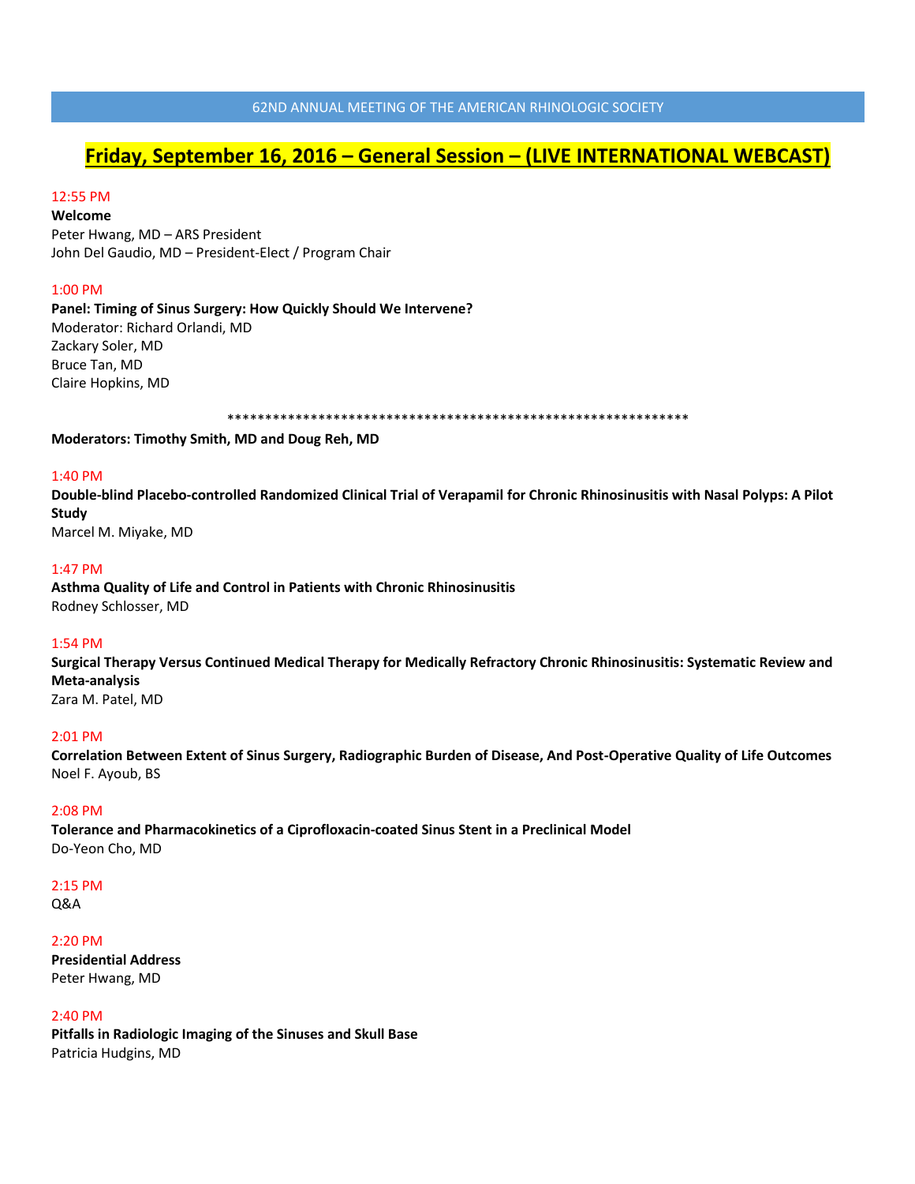62ND ANNUAL MEETING OF THE AMERICAN RHINOLOGIC SOCIETY

# Friday, September 16, 2016 – General Session – (LIVE INTERNATIONAL WEBCAST)

12:55 PM
**Welcome**
Peter Hwang, MD – ARS President
John Del Gaudio, MD – President-Elect / Program Chair

1:00 PM
**Panel: Timing of Sinus Surgery: How Quickly Should We Intervene?**
Moderator: Richard Orlandi, MD
Zackary Soler, MD
Bruce Tan, MD
Claire Hopkins, MD

****************************************************************

**Moderators: Timothy Smith, MD and Doug Reh, MD**

1:40 PM
**Double-blind Placebo-controlled Randomized Clinical Trial of Verapamil for Chronic Rhinosinusitis with Nasal Polyps: A Pilot Study**
Marcel M. Miyake, MD

1:47 PM
**Asthma Quality of Life and Control in Patients with Chronic Rhinosinusitis**
Rodney Schlosser, MD

1:54 PM
**Surgical Therapy Versus Continued Medical Therapy for Medically Refractory Chronic Rhinosinusitis: Systematic Review and Meta-analysis**
Zara M. Patel, MD

2:01 PM
**Correlation Between Extent of Sinus Surgery, Radiographic Burden of Disease, And Post-Operative Quality of Life Outcomes**
Noel F. Ayoub, BS

2:08 PM
**Tolerance and Pharmacokinetics of a Ciprofloxacin-coated Sinus Stent in a Preclinical Model**
Do-Yeon Cho, MD

2:15 PM
Q&A

2:20 PM
**Presidential Address**
Peter Hwang, MD

2:40 PM
**Pitfalls in Radiologic Imaging of the Sinuses and Skull Base**
Patricia Hudgins, MD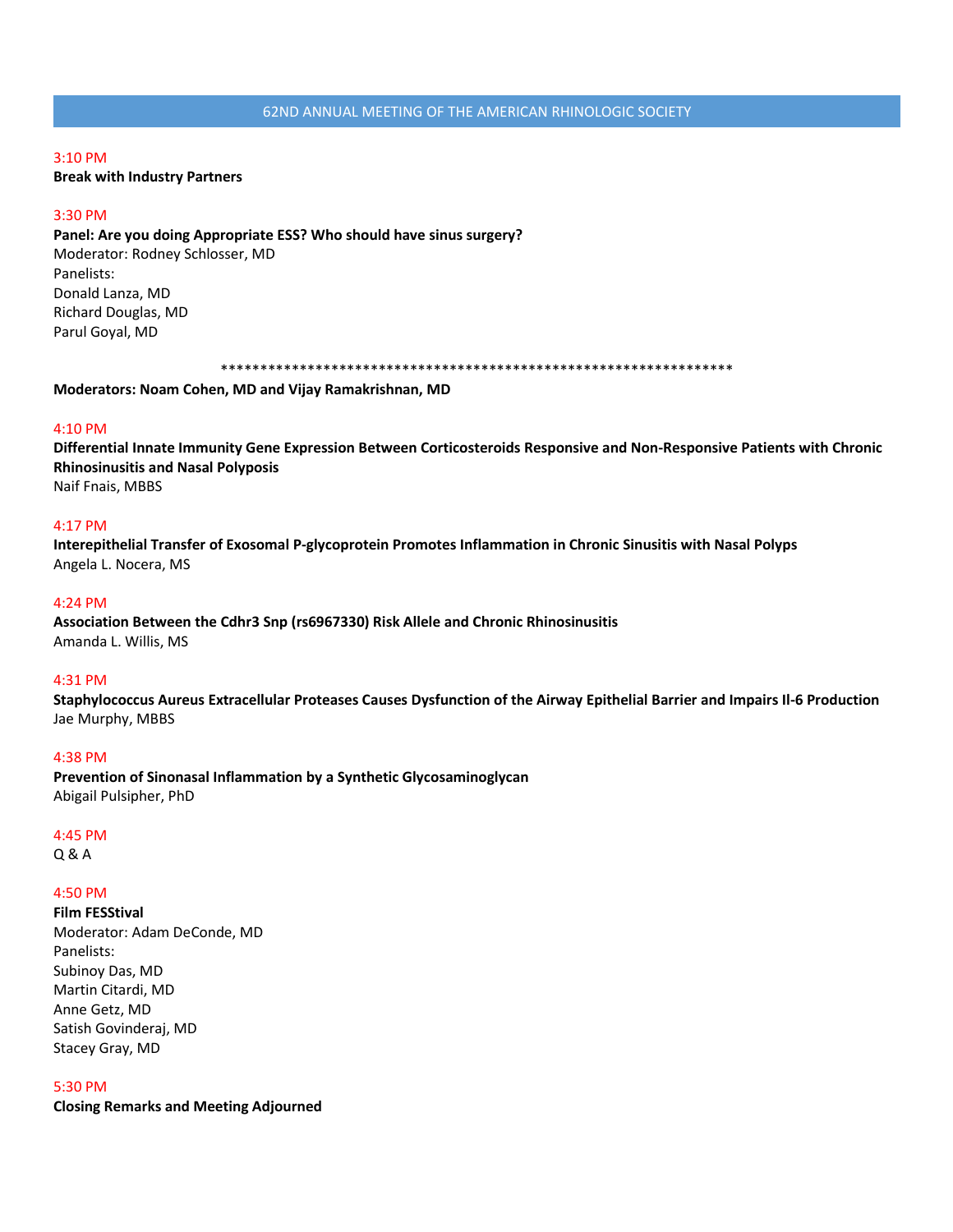3:10 PM

**Break with Industry Partners**

3:30 PM

**Panel: Are you doing Appropriate ESS? Who should have sinus surgery?**
Moderator: Rodney Schlosser, MD
Panelists:
Donald Lanza, MD
Richard Douglas, MD
Parul Goyal, MD

*****************************************************************

**Moderators: Noam Cohen, MD and Vijay Ramakrishnan, MD**

4:10 PM

**Differential Innate Immunity Gene Expression Between Corticosteroids Responsive and Non-Responsive Patients with Chronic Rhinosinusitis and Nasal Polyposis**
Naif Fnais, MBBS

4:17 PM

**Interepithelial Transfer of Exosomal P-glycoprotein Promotes Inflammation in Chronic Sinusitis with Nasal Polyps**
Angela L. Nocera, MS

4:24 PM

**Association Between the Cdhr3 Snp (rs6967330) Risk Allele and Chronic Rhinosinusitis**
Amanda L. Willis, MS

4:31 PM

**Staphylococcus Aureus Extracellular Proteases Causes Dysfunction of the Airway Epithelial Barrier and Impairs Il-6 Production**
Jae Murphy, MBBS

4:38 PM

**Prevention of Sinonasal Inflammation by a Synthetic Glycosaminoglycan**
Abigail Pulsipher, PhD

4:45 PM

Q & A

4:50 PM

**Film FESStival**
Moderator: Adam DeConde, MD
Panelists:
Subinoy Das, MD
Martin Citardi, MD
Anne Getz, MD
Satish Govinderaj, MD
Stacey Gray, MD

5:30 PM

**Closing Remarks and Meeting Adjourned**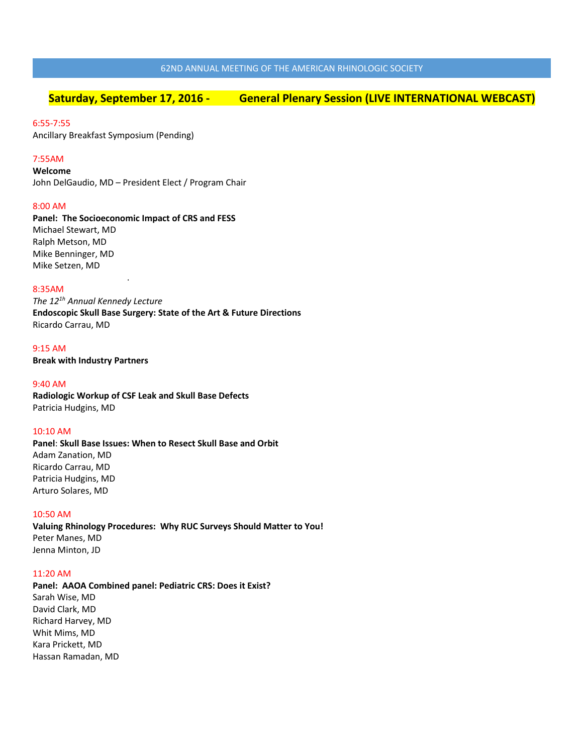62ND ANNUAL MEETING OF THE AMERICAN RHINOLOGIC SOCIETY

## Saturday, September 17, 2016 - General Plenary Session (LIVE INTERNATIONAL WEBCAST)

6:55-7:55
Ancillary Breakfast Symposium (Pending)

7:55AM
**Welcome**
John DelGaudio, MD – President Elect / Program Chair

8:00 AM
**Panel: The Socioeconomic Impact of CRS and FESS**
Michael Stewart, MD
Ralph Metson, MD
Mike Benninger, MD
Mike Setzen, MD

8:35AM
*The 12[1h] Annual Kennedy Lecture*
**Endoscopic Skull Base Surgery: State of the Art & Future Directions**
Ricardo Carrau, MD

9:15 AM
**Break with Industry Partners**

9:40 AM
**Radiologic Workup of CSF Leak and Skull Base Defects**
Patricia Hudgins, MD

10:10 AM
**Panel**: **Skull Base Issues: When to Resect Skull Base and Orbit**
Adam Zanation, MD
Ricardo Carrau, MD
Patricia Hudgins, MD
Arturo Solares, MD

10:50 AM
**Valuing Rhinology Procedures: Why RUC Surveys Should Matter to You!**
Peter Manes, MD
Jenna Minton, JD

11:20 AM
**Panel: AAOA Combined panel: Pediatric CRS: Does it Exist?**
Sarah Wise, MD
David Clark, MD
Richard Harvey, MD
Whit Mims, MD
Kara Prickett, MD
Hassan Ramadan, MD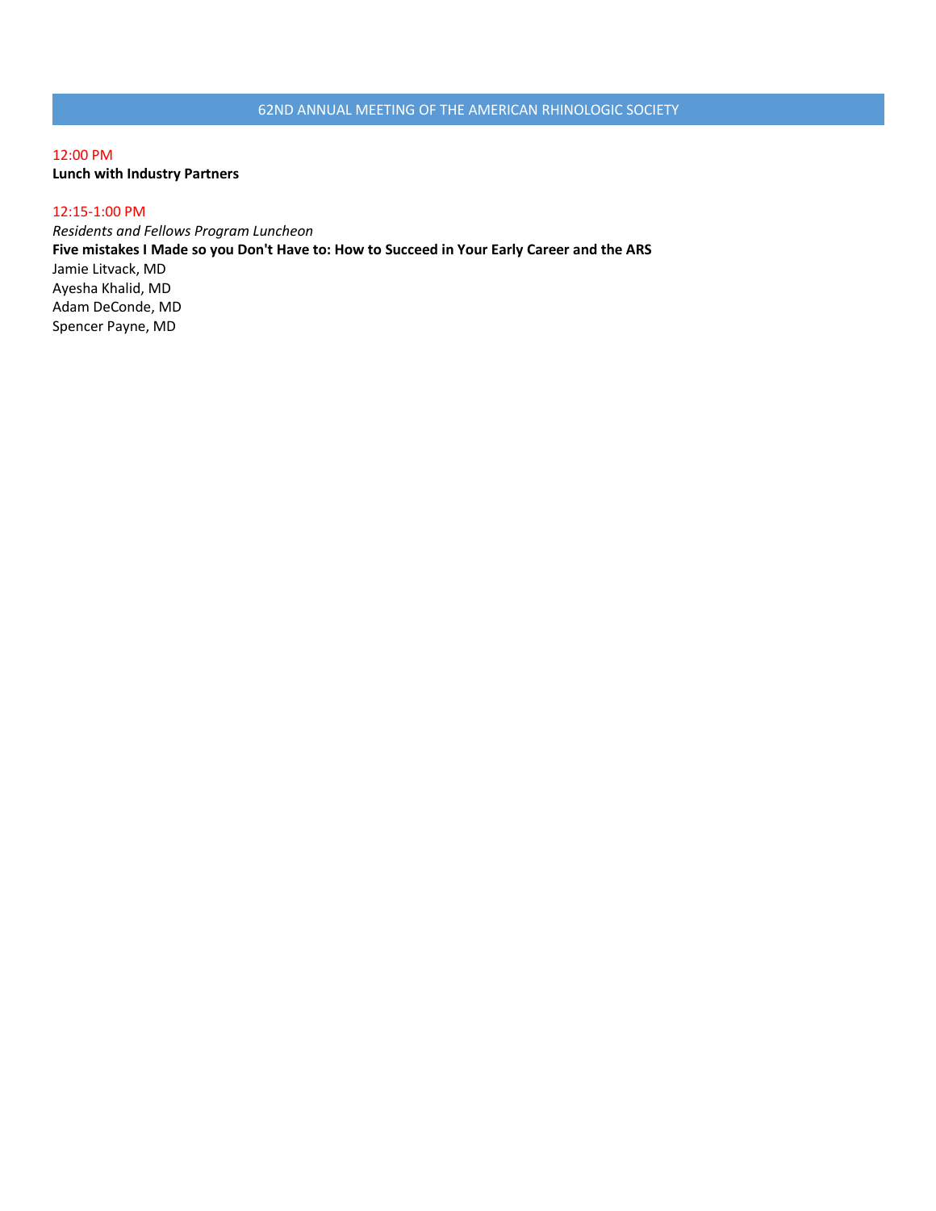12:00 PM

**Lunch with Industry Partners**

12:15-1:00 PM

*Residents and Fellows Program Luncheon*

**Five mistakes I Made so you Don't Have to: How to Succeed in Your Early Career and the ARS**

Jamie Litvack, MD
Ayesha Khalid, MD
Adam DeConde, MD
Spencer Payne, MD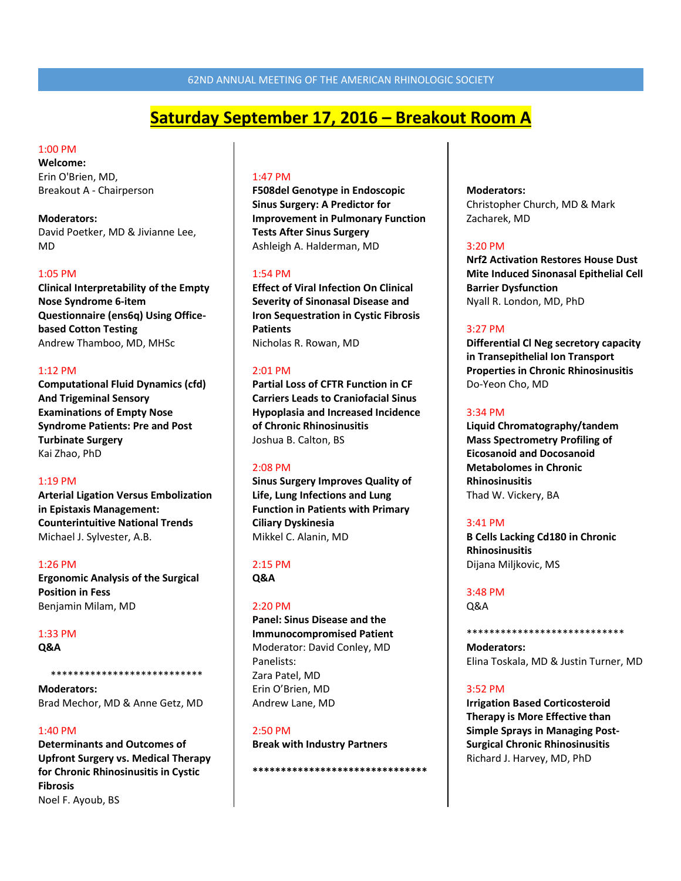62ND ANNUAL MEETING OF THE AMERICAN RHINOLOGIC SOCIETY

# Saturday September 17, 2016 – Breakout Room A

1:00 PM
**Welcome:**
Erin O'Brien, MD,
Breakout A - Chairperson

**Moderators:**
David Poetker, MD & Jivianne Lee, MD

1:05 PM
**Clinical Interpretability of the Empty Nose Syndrome 6-item Questionnaire (ens6q) Using Office-based Cotton Testing**
Andrew Thamboo, MD, MHSc

1:12 PM
**Computational Fluid Dynamics (cfd) And Trigeminal Sensory Examinations of Empty Nose Syndrome Patients: Pre and Post Turbinate Surgery**
Kai Zhao, PhD

1:19 PM
**Arterial Ligation Versus Embolization in Epistaxis Management: Counterintuitive National Trends**
Michael J. Sylvester, A.B.

1:26 PM
**Ergonomic Analysis of the Surgical Position in Fess**
Benjamin Milam, MD

1:33 PM
**Q&A**

***************************

**Moderators:**
Brad Mechor, MD & Anne Getz, MD

1:40 PM
**Determinants and Outcomes of Upfront Surgery vs. Medical Therapy for Chronic Rhinosinusitis in Cystic Fibrosis**
Noel F. Ayoub, BS

1:47 PM
**F508del Genotype in Endoscopic Sinus Surgery: A Predictor for Improvement in Pulmonary Function Tests After Sinus Surgery**
Ashleigh A. Halderman, MD

1:54 PM
**Effect of Viral Infection On Clinical Severity of Sinonasal Disease and Iron Sequestration in Cystic Fibrosis Patients**
Nicholas R. Rowan, MD

2:01 PM
**Partial Loss of CFTR Function in CF Carriers Leads to Craniofacial Sinus Hypoplasia and Increased Incidence of Chronic Rhinosinusitis**
Joshua B. Calton, BS

2:08 PM
**Sinus Surgery Improves Quality of Life, Lung Infections and Lung Function in Patients with Primary Ciliary Dyskinesia**
Mikkel C. Alanin, MD

2:15 PM
**Q&A**

2:20 PM
**Panel: Sinus Disease and the Immunocompromised Patient**
Moderator: David Conley, MD
Panelists:
Zara Patel, MD
Erin O'Brien, MD
Andrew Lane, MD

2:50 PM
**Break with Industry Partners**

********************************

**Moderators:**
Christopher Church, MD & Mark Zacharek, MD

3:20 PM
**Nrf2 Activation Restores House Dust Mite Induced Sinonasal Epithelial Cell Barrier Dysfunction**
Nyall R. London, MD, PhD

3:27 PM
**Differential Cl Neg secretory capacity in Transepithelial Ion Transport Properties in Chronic Rhinosinusitis**
Do-Yeon Cho, MD

3:34 PM
**Liquid Chromatography/tandem Mass Spectrometry Profiling of Eicosanoid and Docosanoid Metabolomes in Chronic Rhinosinusitis**
Thad W. Vickery, BA

3:41 PM
**B Cells Lacking Cd180 in Chronic Rhinosinusitis**
Dijana Miljkovic, MS

3:48 PM
Q&A

****************************

**Moderators:**
Elina Toskala, MD & Justin Turner, MD

3:52 PM
**Irrigation Based Corticosteroid Therapy is More Effective than Simple Sprays in Managing Post-Surgical Chronic Rhinosinusitis**
Richard J. Harvey, MD, PhD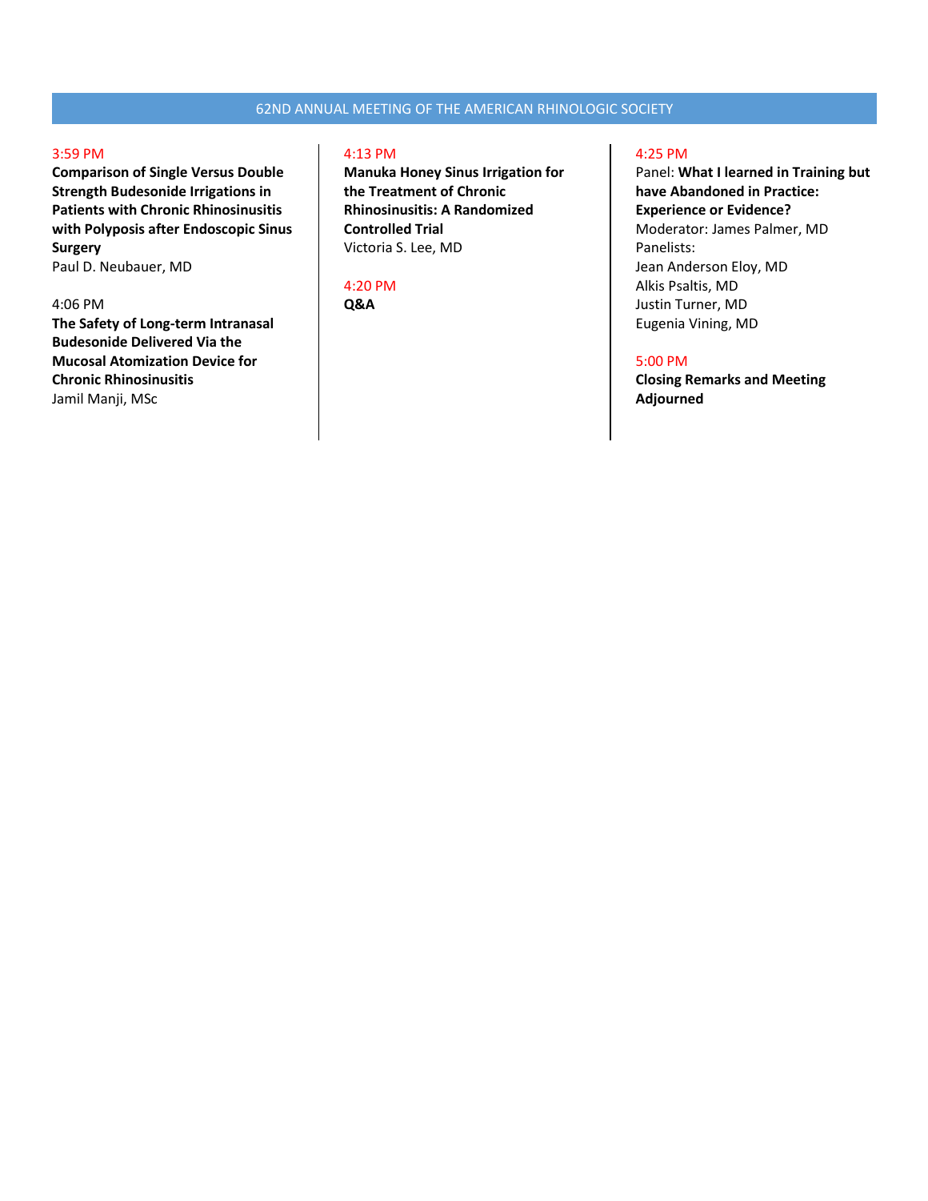3:59 PM
**Comparison of Single Versus Double Strength Budesonide Irrigations in Patients with Chronic Rhinosinusitis with Polyposis after Endoscopic Sinus Surgery**
Paul D. Neubauer, MD

4:06 PM
**The Safety of Long-term Intranasal Budesonide Delivered Via the Mucosal Atomization Device for Chronic Rhinosinusitis**
Jamil Manji, MSc

4:13 PM
**Manuka Honey Sinus Irrigation for the Treatment of Chronic Rhinosinusitis: A Randomized Controlled Trial**
Victoria S. Lee, MD

4:20 PM
**Q&A**

4:25 PM
Panel: **What I learned in Training but have Abandoned in Practice: Experience or Evidence?**
Moderator: James Palmer, MD
Panelists:
Jean Anderson Eloy, MD
Alkis Psaltis, MD
Justin Turner, MD
Eugenia Vining, MD

5:00 PM
**Closing Remarks and Meeting Adjourned**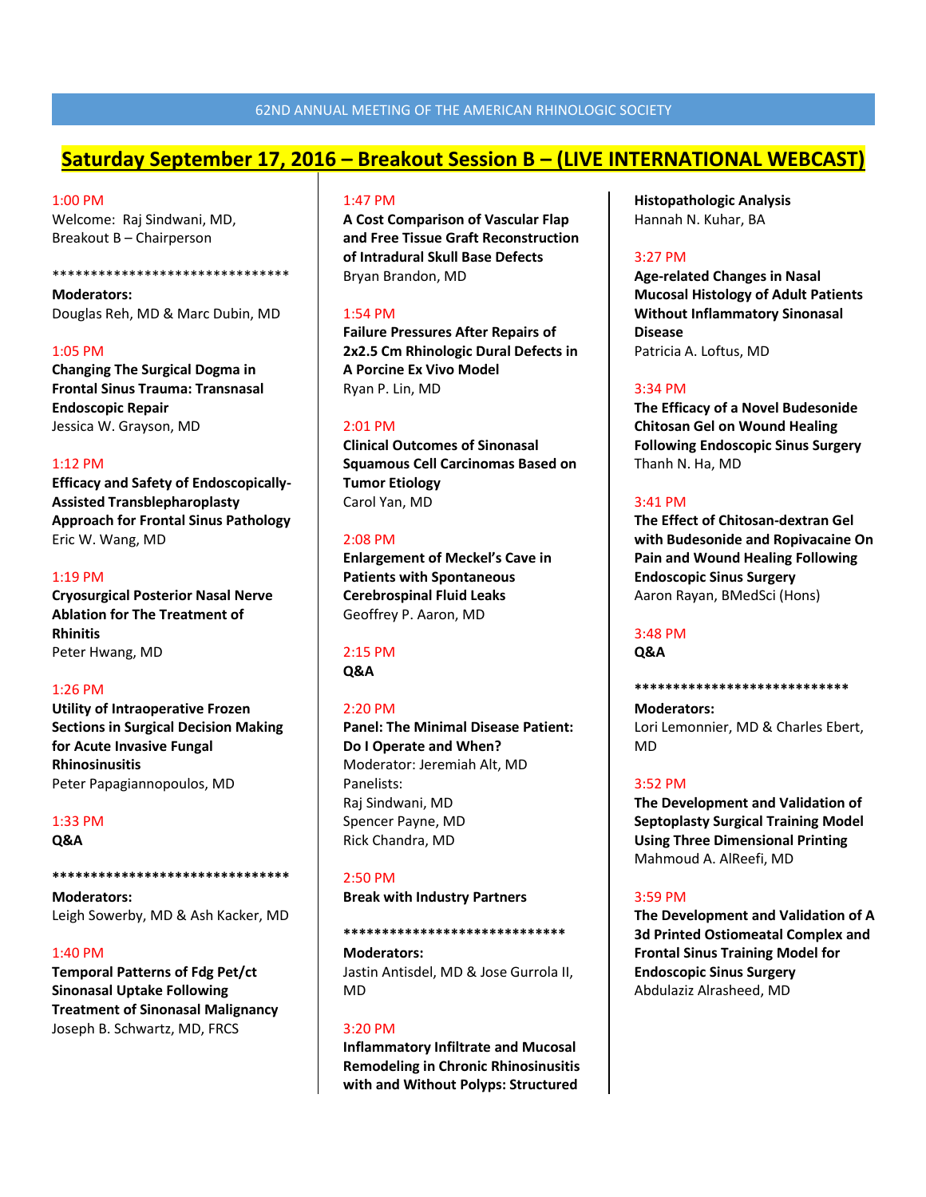62ND ANNUAL MEETING OF THE AMERICAN RHINOLOGIC SOCIETY

## Saturday September 17, 2016 – Breakout Session B – (LIVE INTERNATIONAL WEBCAST)

1:00 PM
Welcome: Raj Sindwani, MD, Breakout B – Chairperson

*******************************

**Moderators:**
Douglas Reh, MD & Marc Dubin, MD

1:05 PM
**Changing The Surgical Dogma in Frontal Sinus Trauma: Transnasal Endoscopic Repair**
Jessica W. Grayson, MD

1:12 PM
**Efficacy and Safety of Endoscopically-Assisted Transblepharoplasty Approach for Frontal Sinus Pathology**
Eric W. Wang, MD

1:19 PM
**Cryosurgical Posterior Nasal Nerve Ablation for The Treatment of Rhinitis**
Peter Hwang, MD

1:26 PM
**Utility of Intraoperative Frozen Sections in Surgical Decision Making for Acute Invasive Fungal Rhinosinusitis**
Peter Papagiannopoulos, MD

1:33 PM
**Q&A**

*******************************

**Moderators:**
Leigh Sowerby, MD & Ash Kacker, MD

1:40 PM
**Temporal Patterns of Fdg Pet/ct Sinonasal Uptake Following Treatment of Sinonasal Malignancy**
Joseph B. Schwartz, MD, FRCS

1:47 PM
**A Cost Comparison of Vascular Flap and Free Tissue Graft Reconstruction of Intradural Skull Base Defects**
Bryan Brandon, MD

1:54 PM
**Failure Pressures After Repairs of 2x2.5 Cm Rhinologic Dural Defects in A Porcine Ex Vivo Model**
Ryan P. Lin, MD

2:01 PM
**Clinical Outcomes of Sinonasal Squamous Cell Carcinomas Based on Tumor Etiology**
Carol Yan, MD

2:08 PM
**Enlargement of Meckel's Cave in Patients with Spontaneous Cerebrospinal Fluid Leaks**
Geoffrey P. Aaron, MD

2:15 PM
**Q&A**

2:20 PM
**Panel: The Minimal Disease Patient: Do I Operate and When?**
Moderator: Jeremiah Alt, MD
Panelists:
Raj Sindwani, MD
Spencer Payne, MD
Rick Chandra, MD

2:50 PM
**Break with Industry Partners**

*****************************

**Moderators:**
Jastin Antisdel, MD & Jose Gurrola II, MD

3:20 PM
**Inflammatory Infiltrate and Mucosal Remodeling in Chronic Rhinosinusitis with and Without Polyps: Structured Histopathologic Analysis**
Hannah N. Kuhar, BA

3:27 PM
**Age-related Changes in Nasal Mucosal Histology of Adult Patients Without Inflammatory Sinonasal Disease**
Patricia A. Loftus, MD

3:34 PM
**The Efficacy of a Novel Budesonide Chitosan Gel on Wound Healing Following Endoscopic Sinus Surgery**
Thanh N. Ha, MD

3:41 PM
**The Effect of Chitosan-dextran Gel with Budesonide and Ropivacaine On Pain and Wound Healing Following Endoscopic Sinus Surgery**
Aaron Rayan, BMedSci (Hons)

3:48 PM
**Q&A**

****************************

**Moderators:**
Lori Lemonnier, MD & Charles Ebert, MD

3:52 PM
**The Development and Validation of Septoplasty Surgical Training Model Using Three Dimensional Printing**
Mahmoud A. AlReefi, MD

3:59 PM
**The Development and Validation of A 3d Printed Ostiomeatal Complex and Frontal Sinus Training Model for Endoscopic Sinus Surgery**
Abdulaziz Alrasheed, MD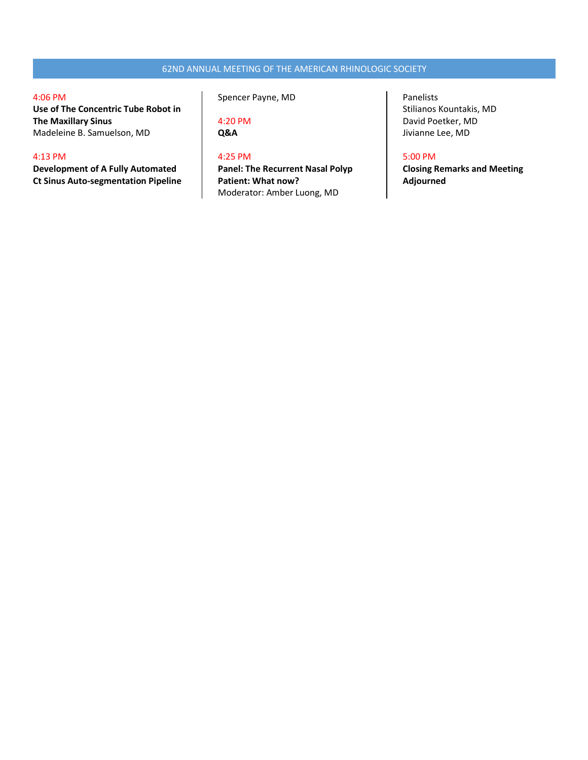4:06 PM
**Use of The Concentric Tube Robot in The Maxillary Sinus**
Madeleine B. Samuelson, MD

4:13 PM
**Development of A Fully Automated Ct Sinus Auto-segmentation Pipeline**
Spencer Payne, MD

4:20 PM
**Q&A**

4:25 PM
**Panel: The Recurrent Nasal Polyp Patient: What now?**
Moderator: Amber Luong, MD
Panelists
Stilianos Kountakis, MD
David Poetker, MD
Jivianne Lee, MD

5:00 PM
**Closing Remarks and Meeting Adjourned**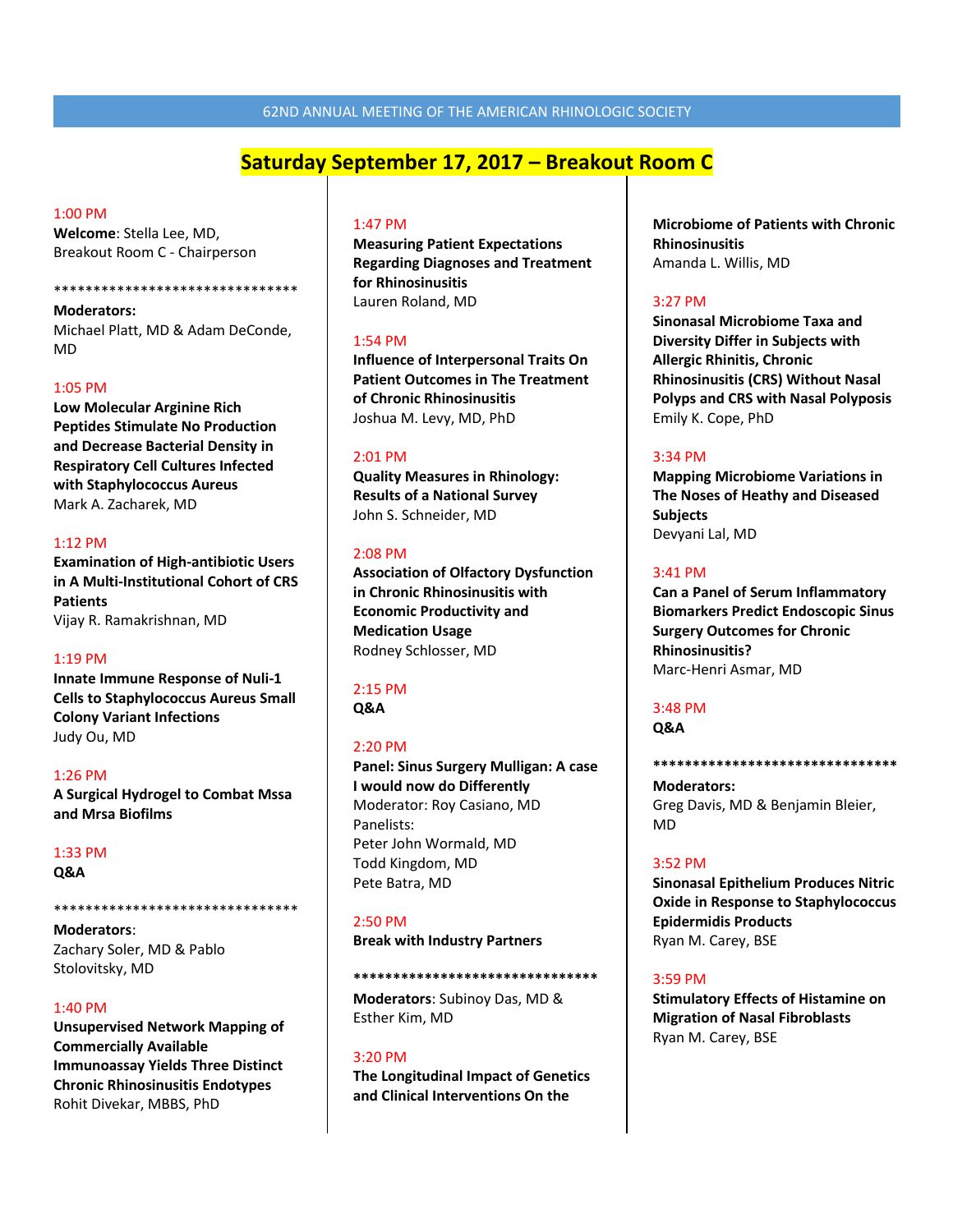62ND ANNUAL MEETING OF THE AMERICAN RHINOLOGIC SOCIETY

## Saturday September 17, 2017 – Breakout Room C

1:00 PM
**Welcome**: Stella Lee, MD, Breakout Room C - Chairperson

********************************

**Moderators:**
Michael Platt, MD & Adam DeConde, MD

1:05 PM
**Low Molecular Arginine Rich Peptides Stimulate No Production and Decrease Bacterial Density in Respiratory Cell Cultures Infected with Staphylococcus Aureus**
Mark A. Zacharek, MD

1:12 PM
**Examination of High-antibiotic Users in A Multi-Institutional Cohort of CRS Patients**
Vijay R. Ramakrishnan, MD

1:19 PM
**Innate Immune Response of Nuli-1 Cells to Staphylococcus Aureus Small Colony Variant Infections**
Judy Ou, MD

1:26 PM
**A Surgical Hydrogel to Combat Mssa and Mrsa Biofilms**

1:33 PM
**Q&A**

********************************

**Moderators**:
Zachary Soler, MD & Pablo Stolovitsky, MD

1:40 PM
**Unsupervised Network Mapping of Commercially Available Immunoassay Yields Three Distinct Chronic Rhinosinusitis Endotypes**
Rohit Divekar, MBBS, PhD

1:47 PM
**Measuring Patient Expectations Regarding Diagnoses and Treatment for Rhinosinusitis**
Lauren Roland, MD

1:54 PM
**Influence of Interpersonal Traits On Patient Outcomes in The Treatment of Chronic Rhinosinusitis**
Joshua M. Levy, MD, PhD

2:01 PM
**Quality Measures in Rhinology: Results of a National Survey**
John S. Schneider, MD

2:08 PM
**Association of Olfactory Dysfunction in Chronic Rhinosinusitis with Economic Productivity and Medication Usage**
Rodney Schlosser, MD

2:15 PM
**Q&A**

2:20 PM
**Panel: Sinus Surgery Mulligan: A case I would now do Differently**
Moderator: Roy Casiano, MD
Panelists:
Peter John Wormald, MD
Todd Kingdom, MD
Pete Batra, MD

2:50 PM
**Break with Industry Partners**

********************************

**Moderators**: Subinoy Das, MD & Esther Kim, MD

3:20 PM
**The Longitudinal Impact of Genetics and Clinical Interventions On the Microbiome of Patients with Chronic Rhinosinusitis**
Amanda L. Willis, MD

3:27 PM
**Sinonasal Microbiome Taxa and Diversity Differ in Subjects with Allergic Rhinitis, Chronic Rhinosinusitis (CRS) Without Nasal Polyps and CRS with Nasal Polyposis**
Emily K. Cope, PhD

3:34 PM
**Mapping Microbiome Variations in The Noses of Heathy and Diseased Subjects**
Devyani Lal, MD

3:41 PM
**Can a Panel of Serum Inflammatory Biomarkers Predict Endoscopic Sinus Surgery Outcomes for Chronic Rhinosinusitis?**
Marc-Henri Asmar, MD

3:48 PM
**Q&A**

********************************

**Moderators:**
Greg Davis, MD & Benjamin Bleier, MD

3:52 PM
**Sinonasal Epithelium Produces Nitric Oxide in Response to Staphylococcus Epidermidis Products**
Ryan M. Carey, BSE

3:59 PM
**Stimulatory Effects of Histamine on Migration of Nasal Fibroblasts**
Ryan M. Carey, BSE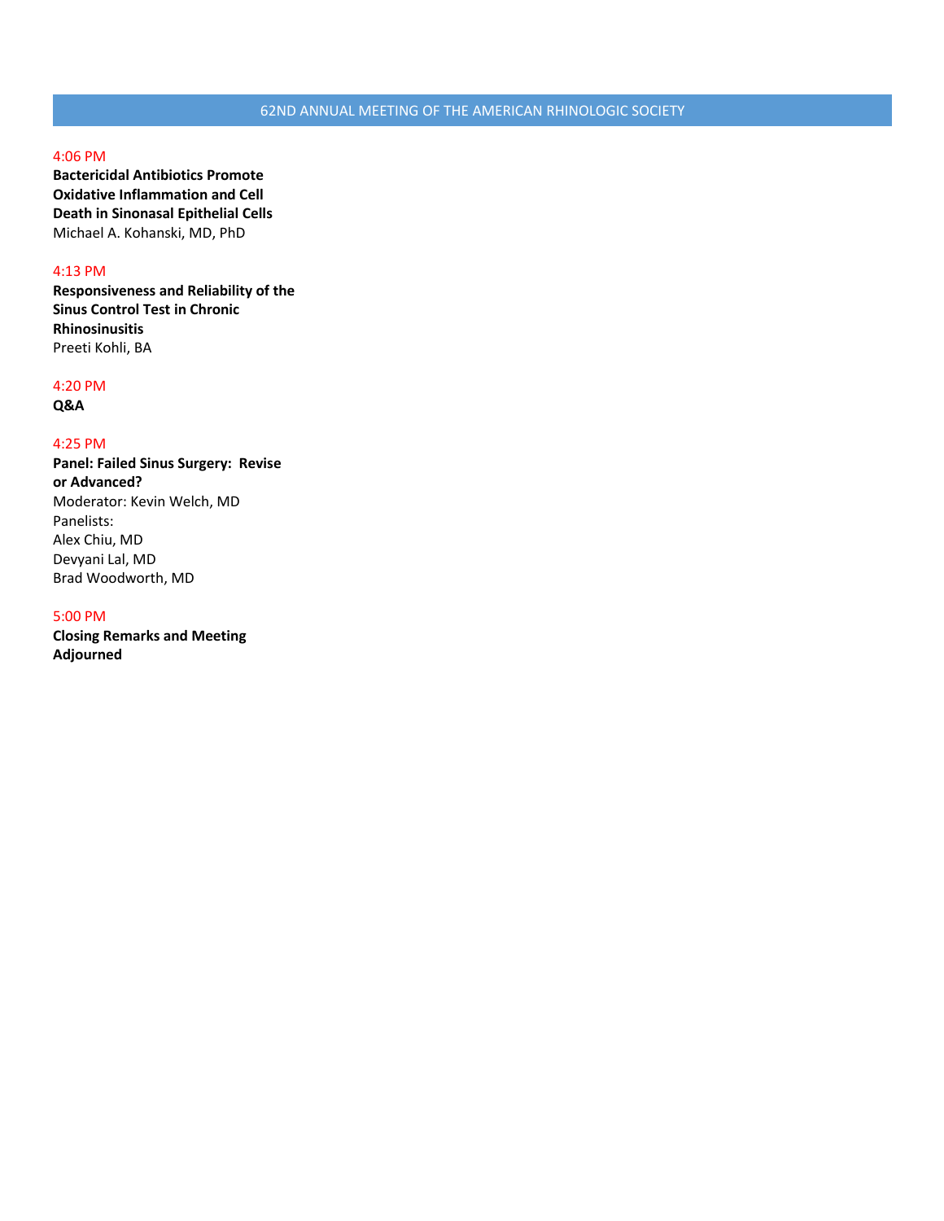4:06 PM

**Bactericidal Antibiotics Promote Oxidative Inflammation and Cell Death in Sinonasal Epithelial Cells**

Michael A. Kohanski, MD, PhD

4:13 PM

**Responsiveness and Reliability of the Sinus Control Test in Chronic Rhinosinusitis**

Preeti Kohli, BA

4:20 PM

**Q&A**

4:25 PM

**Panel: Failed Sinus Surgery: Revise or Advanced?**

Moderator: Kevin Welch, MD

Panelists:

Alex Chiu, MD

Devyani Lal, MD

Brad Woodworth, MD

5:00 PM

**Closing Remarks and Meeting Adjourned**